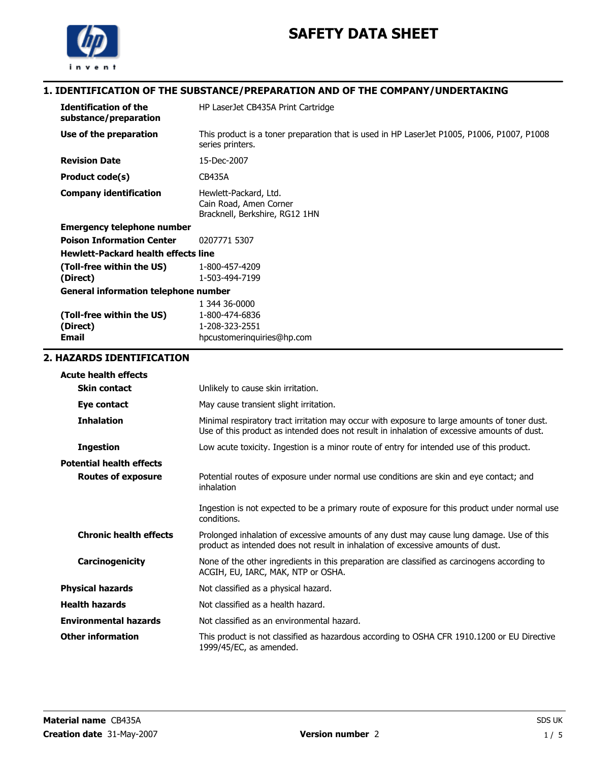# SAFETY DATA SHEET

## 1. IDENTIFICATION OF THE SUBSTANCE/PREPARATION AND OF THE COMPANY/UNDERTAKING

| | |
|---|---|
| **Identification of the substance/preparation** | HP LaserJet CB435A Print Cartridge |
| **Use of the preparation** | This product is a toner preparation that is used in HP LaserJet P1005, P1006, P1007, P1008 series printers. |
| **Revision Date** | 15-Dec-2007 |
| **Product code(s)** | CB435A |
| **Company identification** | Hewlett-Packard, Ltd.<br>Cain Road, Amen Corner<br>Bracknell, Berkshire, RG12 1HN |
| **Emergency telephone number** | |
| **Poison Information Center** | 0207771 5307 |
| **Hewlett-Packard health effects line** | |
| **(Toll-free within the US)** | 1-800-457-4209 |
| **(Direct)** | 1-503-494-7199 |
| **General information telephone number** | |
| | 1 344 36-0000 |
| **(Toll-free within the US)** | 1-800-474-6836 |
| **(Direct)** | 1-208-323-2551 |
| **Email** | hpcustomerinquiries@hp.com |

## 2. HAZARDS IDENTIFICATION

**Acute health effects**

| | |
|---|---|
| **Skin contact** | Unlikely to cause skin irritation. |
| **Eye contact** | May cause transient slight irritation. |
| **Inhalation** | Minimal respiratory tract irritation may occur with exposure to large amounts of toner dust. Use of this product as intended does not result in inhalation of excessive amounts of dust. |
| **Ingestion** | Low acute toxicity. Ingestion is a minor route of entry for intended use of this product. |

**Potential health effects**

| | |
|---|---|
| **Routes of exposure** | Potential routes of exposure under normal use conditions are skin and eye contact; and inhalation<br><br>Ingestion is not expected to be a primary route of exposure for this product under normal use conditions. |
| **Chronic health effects** | Prolonged inhalation of excessive amounts of any dust may cause lung damage. Use of this product as intended does not result in inhalation of excessive amounts of dust. |
| **Carcinogenicity** | None of the other ingredients in this preparation are classified as carcinogens according to ACGIH, EU, IARC, MAK, NTP or OSHA. |

| | |
|---|---|
| **Physical hazards** | Not classified as a physical hazard. |
| **Health hazards** | Not classified as a health hazard. |
| **Environmental hazards** | Not classified as an environmental hazard. |
| **Other information** | This product is not classified as hazardous according to OSHA CFR 1910.1200 or EU Directive 1999/45/EC, as amended. |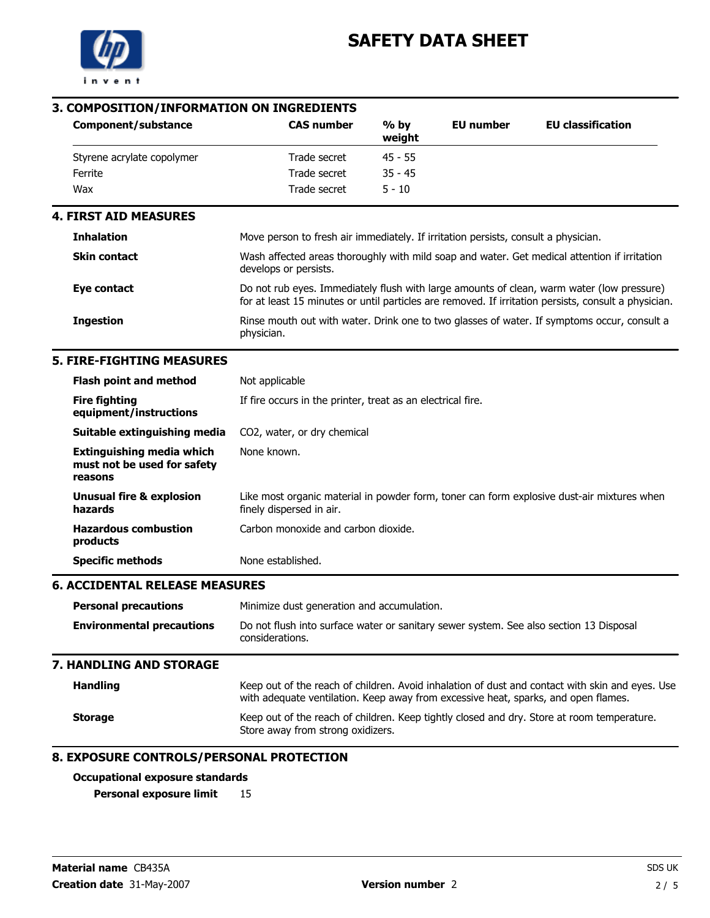# SAFETY DATA SHEET

## 3. COMPOSITION/INFORMATION ON INGREDIENTS

| Component/substance | CAS number | % by weight | EU number | EU classification |
|---|---|---|---|---|
| Styrene acrylate copolymer | Trade secret | 45 - 55 | | |
| Ferrite | Trade secret | 35 - 45 | | |
| Wax | Trade secret | 5 - 10 | | |

## 4. FIRST AID MEASURES

**Inhalation**
Move person to fresh air immediately. If irritation persists, consult a physician.

**Skin contact**
Wash affected areas thoroughly with mild soap and water. Get medical attention if irritation develops or persists.

**Eye contact**
Do not rub eyes. Immediately flush with large amounts of clean, warm water (low pressure) for at least 15 minutes or until particles are removed. If irritation persists, consult a physician.

**Ingestion**
Rinse mouth out with water. Drink one to two glasses of water. If symptoms occur, consult a physician.

## 5. FIRE-FIGHTING MEASURES

**Flash point and method**
Not applicable

**Fire fighting equipment/instructions**
If fire occurs in the printer, treat as an electrical fire.

**Suitable extinguishing media**
$CO_2$, water, or dry chemical

**Extinguishing media which must not be used for safety reasons**
None known.

**Unusual fire & explosion hazards**
Like most organic material in powder form, toner can form explosive dust-air mixtures when finely dispersed in air.

**Hazardous combustion products**
Carbon monoxide and carbon dioxide.

**Specific methods**
None established.

## 6. ACCIDENTAL RELEASE MEASURES

**Personal precautions**
Minimize dust generation and accumulation.

**Environmental precautions**
Do not flush into surface water or sanitary sewer system. See also section 13 Disposal considerations.

## 7. HANDLING AND STORAGE

**Handling**
Keep out of the reach of children. Avoid inhalation of dust and contact with skin and eyes. Use with adequate ventilation. Keep away from excessive heat, sparks, and open flames.

**Storage**
Keep out of the reach of children. Keep tightly closed and dry. Store at room temperature. Store away from strong oxidizers.

## 8. EXPOSURE CONTROLS/PERSONAL PROTECTION

**Occupational exposure standards**

**Personal exposure limit** 15

**Material name** CB435A
**Creation date** 31-May-2007
**Version number** 2
SDS UK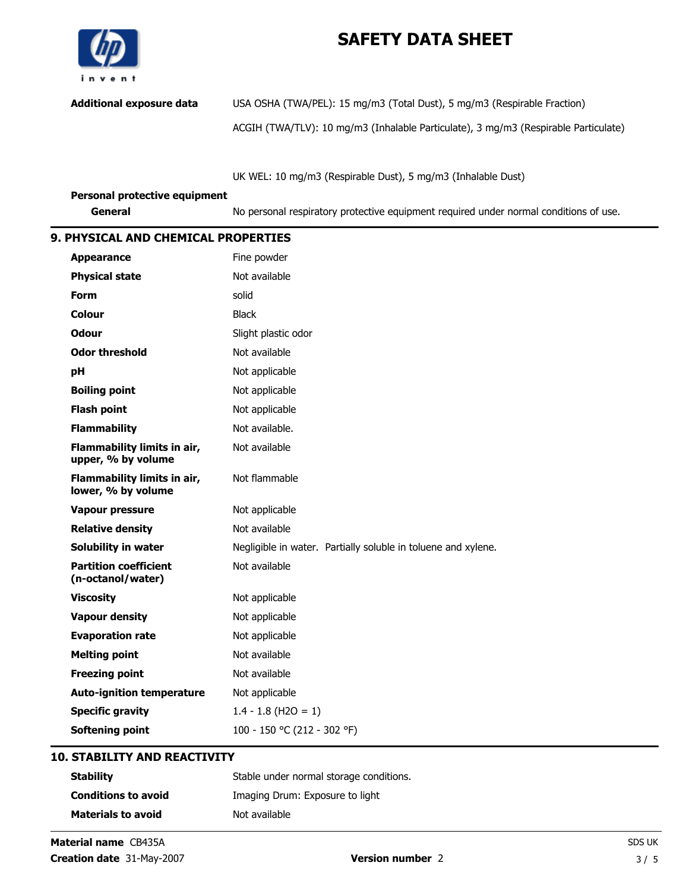| | |
|---|---|
| **Additional exposure data** | USA OSHA (TWA/PEL): 15 mg/m3 (Total Dust), 5 mg/m3 (Respirable Fraction) |
| | ACGIH (TWA/TLV): 10 mg/m3 (Inhalable Particulate), 3 mg/m3 (Respirable Particulate) |
| | UK WEL: 10 mg/m3 (Respirable Dust), 5 mg/m3 (Inhalable Dust) |

**Personal protective equipment**

| | |
|---|---|
| **General** | No personal respiratory protective equipment required under normal conditions of use. |

## 9. PHYSICAL AND CHEMICAL PROPERTIES

| | |
|---|---|
| **Appearance** | Fine powder |
| **Physical state** | Not available |
| **Form** | solid |
| **Colour** | Black |
| **Odour** | Slight plastic odor |
| **Odor threshold** | Not available |
| **pH** | Not applicable |
| **Boiling point** | Not applicable |
| **Flash point** | Not applicable |
| **Flammability** | Not available. |
| **Flammability limits in air, upper, % by volume** | Not available |
| **Flammability limits in air, lower, % by volume** | Not flammable |
| **Vapour pressure** | Not applicable |
| **Relative density** | Not available |
| **Solubility in water** | Negligible in water. Partially soluble in toluene and xylene. |
| **Partition coefficient (n-octanol/water)** | Not available |
| **Viscosity** | Not applicable |
| **Vapour density** | Not applicable |
| **Evaporation rate** | Not applicable |
| **Melting point** | Not available |
| **Freezing point** | Not available |
| **Auto-ignition temperature** | Not applicable |
| **Specific gravity** | 1.4 - 1.8 ($H_2O$ = 1) |
| **Softening point** | 100 - 150 °C (212 - 302 °F) |

## 10. STABILITY AND REACTIVITY

| | |
|---|---|
| **Stability** | Stable under normal storage conditions. |
| **Conditions to avoid** | Imaging Drum: Exposure to light |
| **Materials to avoid** | Not available |

**Material name** CB435A

**Creation date** 31-May-2007 **Version number** 2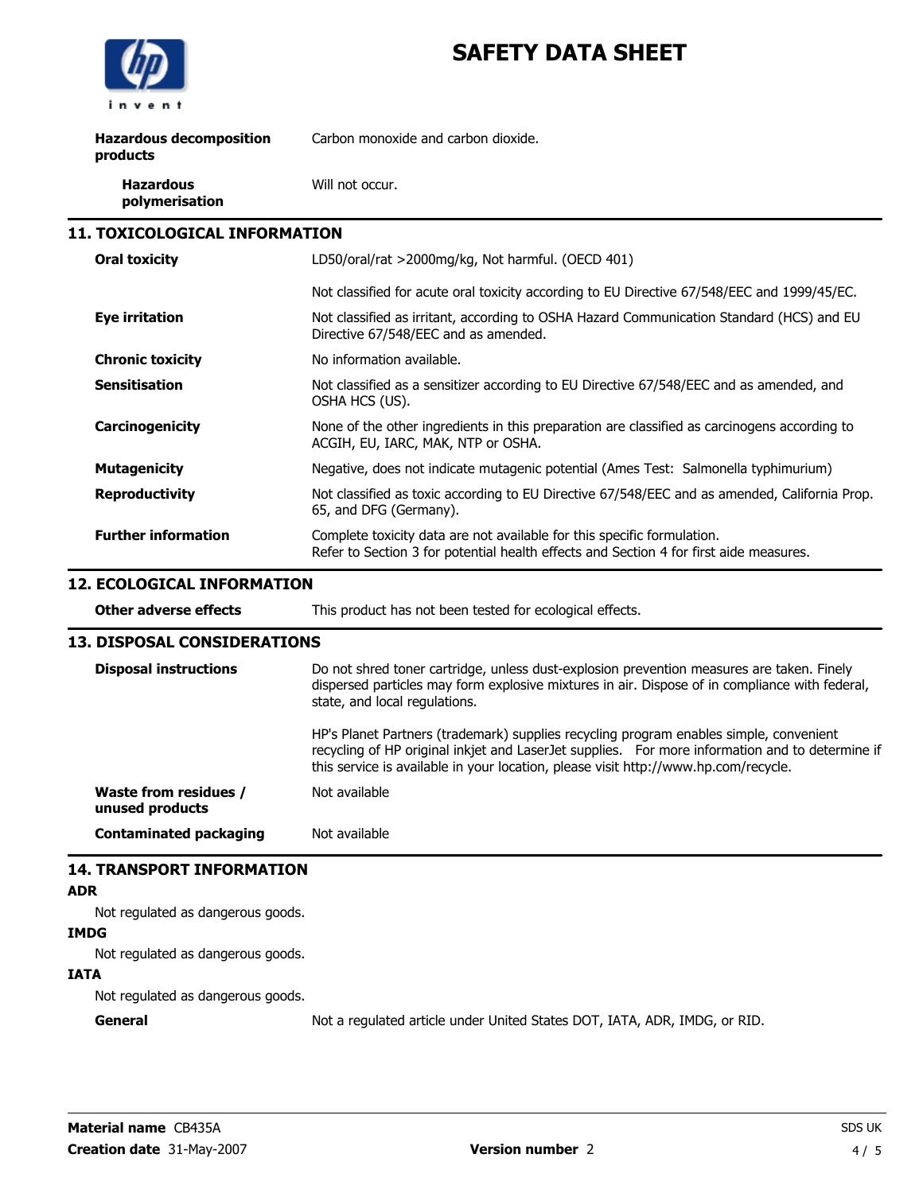| | |
|---|---|
| **Hazardous decomposition products** | Carbon monoxide and carbon dioxide. |
| **Hazardous polymerisation** | Will not occur. |

## 11. TOXICOLOGICAL INFORMATION

| | |
|---|---|
| **Oral toxicity** | LD50/oral/rat >2000mg/kg, Not harmful. (OECD 401)<br><br>Not classified for acute oral toxicity according to EU Directive 67/548/EEC and 1999/45/EC. |
| **Eye irritation** | Not classified as irritant, according to OSHA Hazard Communication Standard (HCS) and EU Directive 67/548/EEC and as amended. |
| **Chronic toxicity** | No information available. |
| **Sensitisation** | Not classified as a sensitizer according to EU Directive 67/548/EEC and as amended, and OSHA HCS (US). |
| **Carcinogenicity** | None of the other ingredients in this preparation are classified as carcinogens according to ACGIH, EU, IARC, MAK, NTP or OSHA. |
| **Mutagenicity** | Negative, does not indicate mutagenic potential (Ames Test: Salmonella typhimurium) |
| **Reproductivity** | Not classified as toxic according to EU Directive 67/548/EEC and as amended, California Prop. 65, and DFG (Germany). |
| **Further information** | Complete toxicity data are not available for this specific formulation.<br>Refer to Section 3 for potential health effects and Section 4 for first aide measures. |

## 12. ECOLOGICAL INFORMATION

| | |
|---|---|
| **Other adverse effects** | This product has not been tested for ecological effects. |

## 13. DISPOSAL CONSIDERATIONS

| | |
|---|---|
| **Disposal instructions** | Do not shred toner cartridge, unless dust-explosion prevention measures are taken. Finely dispersed particles may form explosive mixtures in air. Dispose of in compliance with federal, state, and local regulations.<br><br>HP's Planet Partners (trademark) supplies recycling program enables simple, convenient recycling of HP original inkjet and LaserJet supplies. For more information and to determine if this service is available in your location, please visit http://www.hp.com/recycle. |
| **Waste from residues / unused products** | Not available |
| **Contaminated packaging** | Not available |

## 14. TRANSPORT INFORMATION

**ADR**

Not regulated as dangerous goods.

**IMDG**

Not regulated as dangerous goods.

**IATA**

Not regulated as dangerous goods.

**General** Not a regulated article under United States DOT, IATA, ADR, IMDG, or RID.

**Material name** CB435A

**Creation date** 31-May-2007 **Version number** 2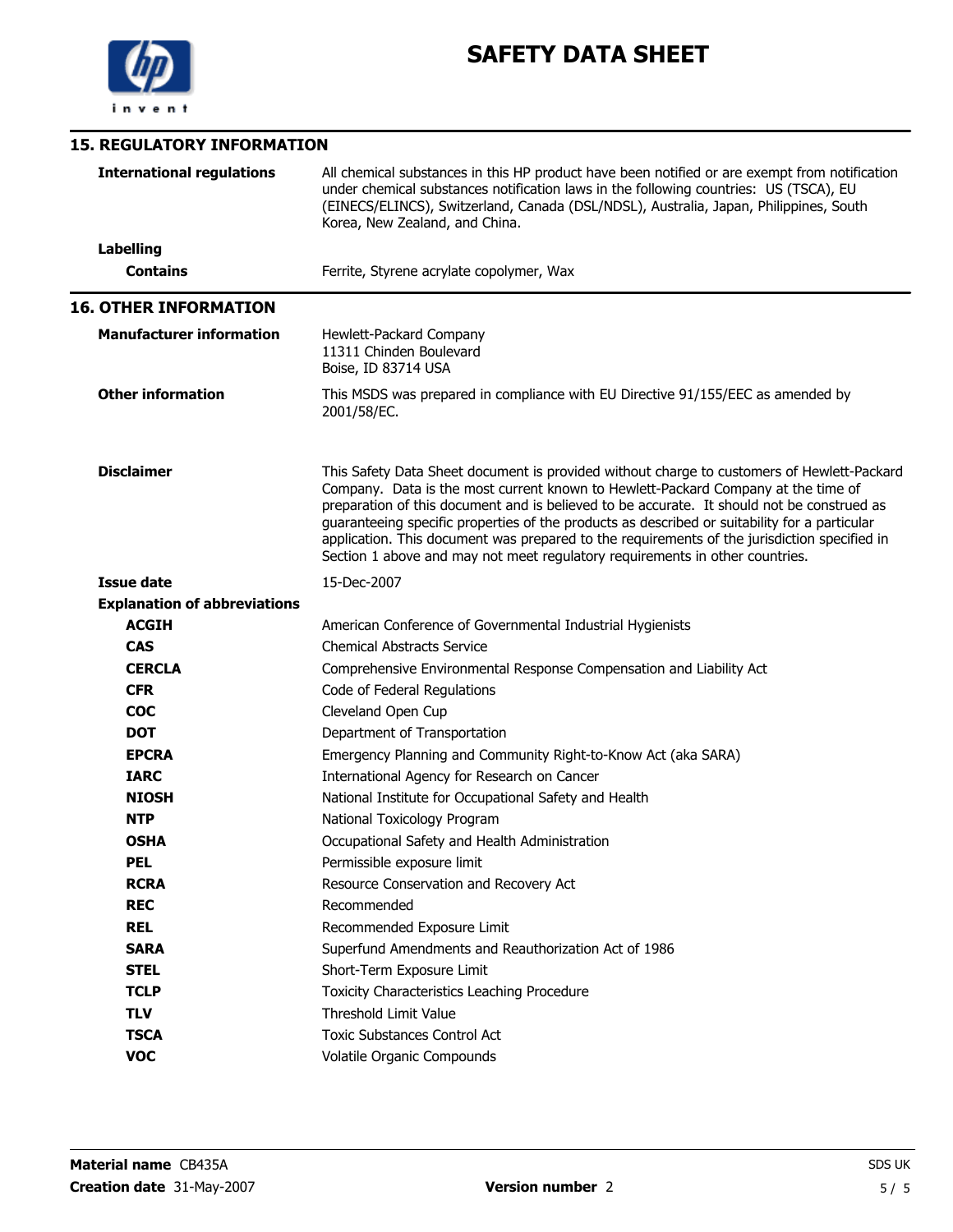## 15. REGULATORY INFORMATION

**International regulations**

All chemical substances in this HP product have been notified or are exempt from notification under chemical substances notification laws in the following countries: US (TSCA), EU (EINECS/ELINCS), Switzerland, Canada (DSL/NDSL), Australia, Japan, Philippines, South Korea, New Zealand, and China.

**Labelling**

**Contains** Ferrite, Styrene acrylate copolymer, Wax

## 16. OTHER INFORMATION

**Manufacturer information**

Hewlett-Packard Company
11311 Chinden Boulevard
Boise, ID 83714 USA

**Other information**

This MSDS was prepared in compliance with EU Directive 91/155/EEC as amended by 2001/58/EC.

**Disclaimer**

This Safety Data Sheet document is provided without charge to customers of Hewlett-Packard Company. Data is the most current known to Hewlett-Packard Company at the time of preparation of this document and is believed to be accurate. It should not be construed as guaranteeing specific properties of the products as described or suitability for a particular application. This document was prepared to the requirements of the jurisdiction specified in Section 1 above and may not meet regulatory requirements in other countries.

**Issue date** 15-Dec-2007

**Explanation of abbreviations**

| | |
|---|---|
| **ACGIH** | American Conference of Governmental Industrial Hygienists |
| **CAS** | Chemical Abstracts Service |
| **CERCLA** | Comprehensive Environmental Response Compensation and Liability Act |
| **CFR** | Code of Federal Regulations |
| **COC** | Cleveland Open Cup |
| **DOT** | Department of Transportation |
| **EPCRA** | Emergency Planning and Community Right-to-Know Act (aka SARA) |
| **IARC** | International Agency for Research on Cancer |
| **NIOSH** | National Institute for Occupational Safety and Health |
| **NTP** | National Toxicology Program |
| **OSHA** | Occupational Safety and Health Administration |
| **PEL** | Permissible exposure limit |
| **RCRA** | Resource Conservation and Recovery Act |
| **REC** | Recommended |
| **REL** | Recommended Exposure Limit |
| **SARA** | Superfund Amendments and Reauthorization Act of 1986 |
| **STEL** | Short-Term Exposure Limit |
| **TCLP** | Toxicity Characteristics Leaching Procedure |
| **TLV** | Threshold Limit Value |
| **TSCA** | Toxic Substances Control Act |
| **VOC** | Volatile Organic Compounds |